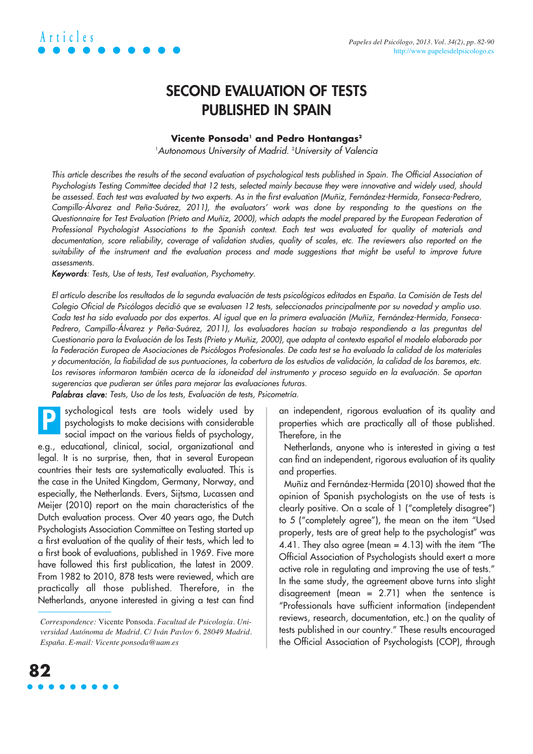# SECOND EVALUATION OF TESTS PUBLISHED IN SPAIN

**Vicente Ponsoda[1] and Pedro Hontangas[2]**

[1]*Autonomous University of Madrid.* [2]*University of Valencia*

*This article describes the results of the second evaluation of psychological tests published in Spain. The Official Association of Psychologists Testing Committee decided that 12 tests, selected mainly because they were innovative and widely used, should be assessed. Each test was evaluated by two experts. As in the first evaluation (Muñiz, Fernández-Hermida, Fonseca-Pedrero, Campillo-Álvarez and Peña-Suárez, 2011), the evaluators' work was done by responding to the questions on the Questionnaire for Test Evaluation (Prieto and Muñiz, 2000), which adapts the model prepared by the European Federation of Professional Psychologist Associations to the Spanish context. Each test was evaluated for quality of materials and documentation, score reliability, coverage of validation studies, quality of scales, etc. The reviewers also reported on the suitability of the instrument and the evaluation process and made suggestions that might be useful to improve future assessments.*

***Keywords***: *Tests, Use of tests, Test evaluation, Psychometry.*

*El artículo describe los resultados de la segunda evaluación de tests psicológicos editados en España. La Comisión de Tests del Colegio Oficial de Psicólogos decidió que se evaluasen 12 tests, seleccionados principalmente por su novedad y amplio uso. Cada test ha sido evaluado por dos expertos. Al igual que en la primera evaluación (Muñiz, Fernández-Hermida, Fonseca-Pedrero, Campillo-Álvarez y Peña-Suárez, 2011), los evaluadores hacían su trabajo respondiendo a las preguntas del Cuestionario para la Evaluación de los Tests (Prieto y Muñiz, 2000), que adapta al contexto español el modelo elaborado por la Federación Europea de Asociaciones de Psicólogos Profesionales. De cada test se ha evaluado la calidad de los materiales y documentación, la fiabilidad de sus puntuaciones, la cobertura de los estudios de validación, la calidad de los baremos, etc. Los revisores informaron también acerca de la idoneidad del instrumento y proceso seguido en la evaluación. Se aportan sugerencias que pudieran ser útiles para mejorar las evaluaciones futuras.*

***Palabras clave:*** *Tests, Uso de los tests, Evaluación de tests, Psicometría.*

Psychological tests are tools widely used by psychologists to make decisions with considerable social impact on the various fields of psychology, e.g., educational, clinical, social, organizational and legal. It is no surprise, then, that in several European countries their tests are systematically evaluated. This is the case in the United Kingdom, Germany, Norway, and especially, the Netherlands. Evers, Sijtsma, Lucassen and Meijer (2010) report on the main characteristics of the Dutch evaluation process. Over 40 years ago, the Dutch Psychologists Association Committee on Testing started up a first evaluation of the quality of their tests, which led to a first book of evaluations, published in 1969. Five more have followed this first publication, the latest in 2009. From 1982 to 2010, 878 tests were reviewed, which are practically all those published. Therefore, in the Netherlands, anyone interested in giving a test can find an independent, rigorous evaluation of its quality and properties which are practically all of those published. Therefore, in the

Netherlands, anyone who is interested in giving a test can find an independent, rigorous evaluation of its quality and properties.

Muñiz and Fernández-Hermida (2010) showed that the opinion of Spanish psychologists on the use of tests is clearly positive. On a scale of 1 ("completely disagree") to 5 ("completely agree"), the mean on the item "Used properly, tests are of great help to the psychologist" was 4.41. They also agree (mean = 4.13) with the item "The Official Association of Psychologists should exert a more active role in regulating and improving the use of tests." In the same study, the agreement above turns into slight disagreement (mean = 2.71) when the sentence is "Professionals have sufficient information (independent reviews, research, documentation, etc.) on the quality of tests published in our country." These results encouraged the Official Association of Psychologists (COP), through

*Correspondence:* Vicente Ponsoda. *Facultad de Psicología. Universidad Autónoma de Madrid. C/ Iván Pavlov 6. 28049 Madrid. España. E-mail: Vicente.ponsoda@uam.es*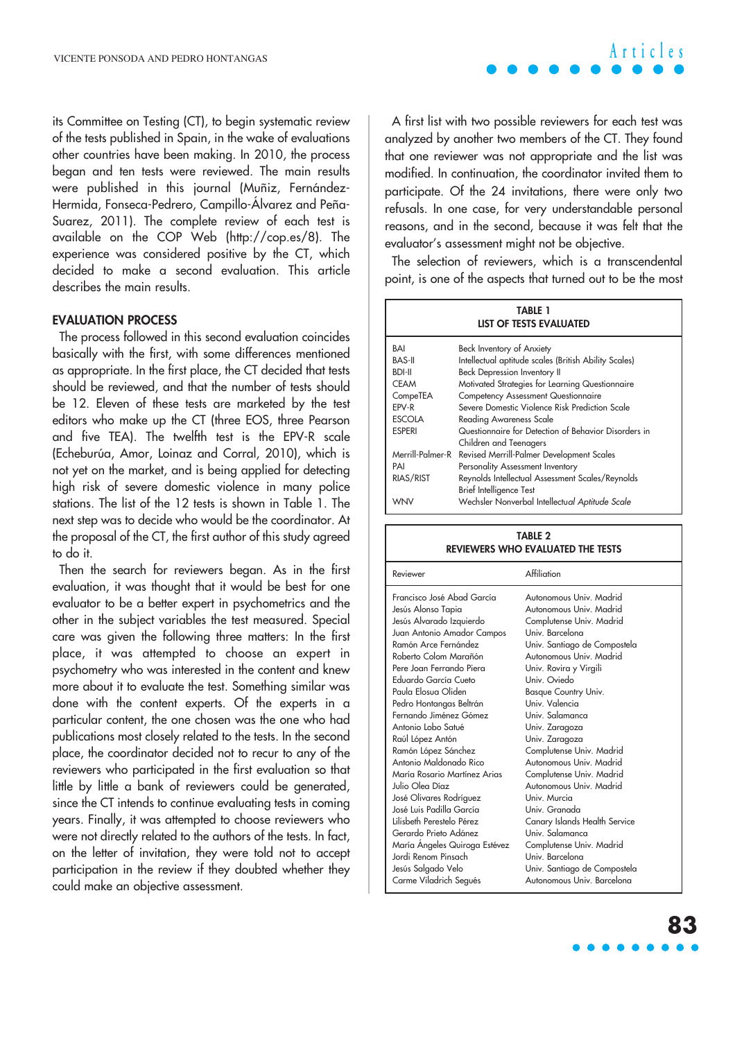its Committee on Testing (CT), to begin systematic review of the tests published in Spain, in the wake of evaluations other countries have been making. In 2010, the process began and ten tests were reviewed. The main results were published in this journal (Muñiz, Fernández-Hermida, Fonseca-Pedrero, Campillo-Álvarez and Peña-Suarez, 2011). The complete review of each test is available on the COP Web (http://cop.es/8). The experience was considered positive by the CT, which decided to make a second evaluation. This article describes the main results.

## EVALUATION PROCESS

The process followed in this second evaluation coincides basically with the first, with some differences mentioned as appropriate. In the first place, the CT decided that tests should be reviewed, and that the number of tests should be 12. Eleven of these tests are marketed by the test editors who make up the CT (three EOS, three Pearson and five TEA). The twelfth test is the EPV-R scale (Echeburúa, Amor, Loinaz and Corral, 2010), which is not yet on the market, and is being applied for detecting high risk of severe domestic violence in many police stations. The list of the 12 tests is shown in Table 1. The next step was to decide who would be the coordinator. At the proposal of the CT, the first author of this study agreed to do it.

Then the search for reviewers began. As in the first evaluation, it was thought that it would be best for one evaluator to be a better expert in psychometrics and the other in the subject variables the test measured. Special care was given the following three matters: In the first place, it was attempted to choose an expert in psychometry who was interested in the content and knew more about it to evaluate the test. Something similar was done with the content experts. Of the experts in a particular content, the one chosen was the one who had publications most closely related to the tests. In the second place, the coordinator decided not to recur to any of the reviewers who participated in the first evaluation so that little by little a bank of reviewers could be generated, since the CT intends to continue evaluating tests in coming years. Finally, it was attempted to choose reviewers who were not directly related to the authors of the tests. In fact, on the letter of invitation, they were told not to accept participation in the review if they doubted whether they could make an objective assessment.

A first list with two possible reviewers for each test was analyzed by another two members of the CT. They found that one reviewer was not appropriate and the list was modified. In continuation, the coordinator invited them to participate. Of the 24 invitations, there were only two refusals. In one case, for very understandable personal reasons, and in the second, because it was felt that the evaluator's assessment might not be objective.

The selection of reviewers, which is a transcendental point, is one of the aspects that turned out to be the most

**TABLE 1**
**LIST OF TESTS EVALUATED**

| | |
|---|---|
| BAI | Beck Inventory of Anxiety |
| BAS-II | Intellectual aptitude scales (British Ability Scales) |
| BDI-II | Beck Depression Inventory II |
| CEAM | Motivated Strategies for Learning Questionnaire |
| CompeTEA | Competency Assessment Questionnaire |
| EPV-R | Severe Domestic Violence Risk Prediction Scale |
| ESCOLA | Reading Awareness Scale |
| ESPERI | Questionnaire for Detection of Behavior Disorders in Children and Teenagers |
| Merrill-Palmer-R | Revised Merrill-Palmer Development Scales |
| PAI | Personality Assessment Inventory |
| RIAS/RIST | Reynolds Intellectual Assessment Scales/Reynolds Brief Intelligence Test |
| WNV | Wechsler Nonverbal Intellectual *Aptitude Scale* |

**TABLE 2**
**REVIEWERS WHO EVALUATED THE TESTS**

| Reviewer | Affiliation |
|---|---|
| Francisco José Abad García | Autonomous Univ. Madrid |
| Jesús Alonso Tapia | Autonomous Univ. Madrid |
| Jesús Alvarado Izquierdo | Complutense Univ. Madrid |
| Juan Antonio Amador Campos | Univ. Barcelona |
| Ramón Arce Fernández | Univ. Santiago de Compostela |
| Roberto Colom Marañón | Autonomous Univ. Madrid |
| Pere Joan Ferrando Piera | Univ. Rovira y Virgili |
| Eduardo García Cueto | Univ. Oviedo |
| Paula Elosua Oliden | Basque Country Univ. |
| Pedro Hontangas Beltrán | Univ. Valencia |
| Fernando Jiménez Gómez | Univ. Salamanca |
| Antonio Lobo Satué | Univ. Zaragoza |
| Raúl López Antón | Univ. Zaragoza |
| Ramón López Sánchez | Complutense Univ. Madrid |
| Antonio Maldonado Rico | Autonomous Univ. Madrid |
| María Rosario Martínez Arias | Complutense Univ. Madrid |
| Julio Olea Díaz | Autonomous Univ. Madrid |
| José Olivares Rodríguez | Univ. Murcia |
| José Luis Padilla García | Univ. Granada |
| Lilisbeth Perestelo Pérez | Canary Islands Health Service |
| Gerardo Prieto Adánez | Univ. Salamanca |
| María Ángeles Quiroga Estévez | Complutense Univ. Madrid |
| Jordi Renom Pinsach | Univ. Barcelona |
| Jesús Salgado Velo | Univ. Santiago de Compostela |
| Carme Viladrich Segués | Autonomous Univ. Barcelona |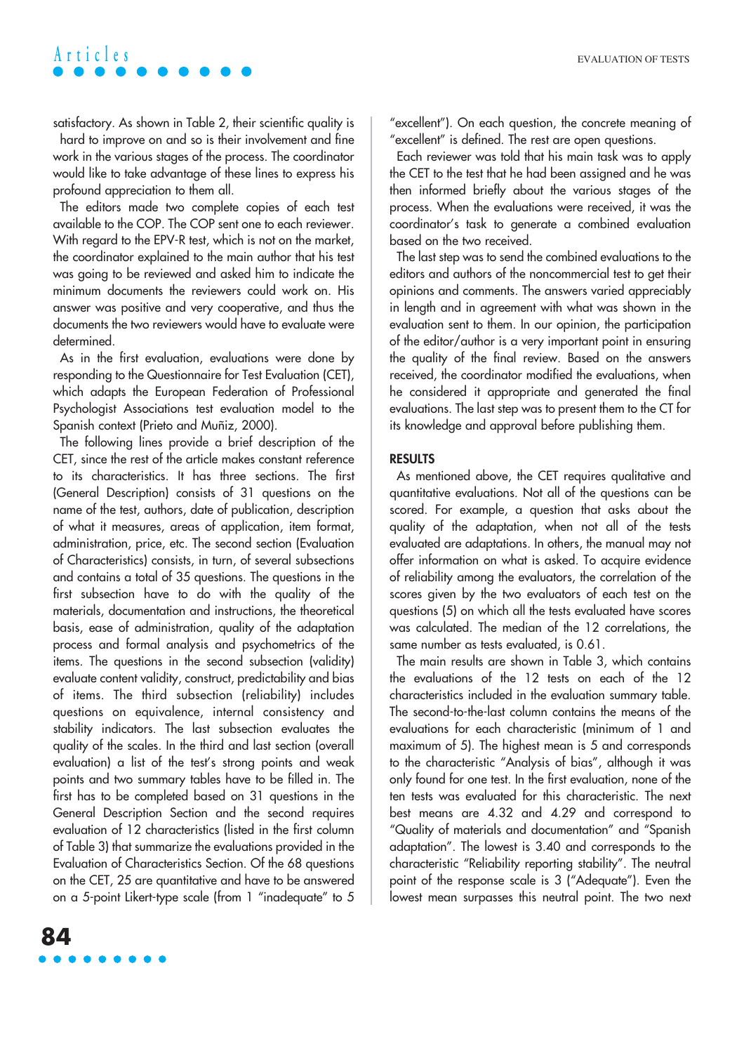satisfactory. As shown in Table 2, their scientific quality is hard to improve on and so is their involvement and fine work in the various stages of the process. The coordinator would like to take advantage of these lines to express his profound appreciation to them all.

The editors made two complete copies of each test available to the COP. The COP sent one to each reviewer. With regard to the EPV-R test, which is not on the market, the coordinator explained to the main author that his test was going to be reviewed and asked him to indicate the minimum documents the reviewers could work on. His answer was positive and very cooperative, and thus the documents the two reviewers would have to evaluate were determined.

As in the first evaluation, evaluations were done by responding to the Questionnaire for Test Evaluation (CET), which adapts the European Federation of Professional Psychologist Associations test evaluation model to the Spanish context (Prieto and Muñiz, 2000).

The following lines provide a brief description of the CET, since the rest of the article makes constant reference to its characteristics. It has three sections. The first (General Description) consists of 31 questions on the name of the test, authors, date of publication, description of what it measures, areas of application, item format, administration, price, etc. The second section (Evaluation of Characteristics) consists, in turn, of several subsections and contains a total of 35 questions. The questions in the first subsection have to do with the quality of the materials, documentation and instructions, the theoretical basis, ease of administration, quality of the adaptation process and formal analysis and psychometrics of the items. The questions in the second subsection (validity) evaluate content validity, construct, predictability and bias of items. The third subsection (reliability) includes questions on equivalence, internal consistency and stability indicators. The last subsection evaluates the quality of the scales. In the third and last section (overall evaluation) a list of the test's strong points and weak points and two summary tables have to be filled in. The first has to be completed based on 31 questions in the General Description Section and the second requires evaluation of 12 characteristics (listed in the first column of Table 3) that summarize the evaluations provided in the Evaluation of Characteristics Section. Of the 68 questions on the CET, 25 are quantitative and have to be answered on a 5-point Likert-type scale (from 1 "inadequate" to 5 "excellent"). On each question, the concrete meaning of "excellent" is defined. The rest are open questions.

Each reviewer was told that his main task was to apply the CET to the test that he had been assigned and he was then informed briefly about the various stages of the process. When the evaluations were received, it was the coordinator's task to generate a combined evaluation based on the two received.

The last step was to send the combined evaluations to the editors and authors of the noncommercial test to get their opinions and comments. The answers varied appreciably in length and in agreement with what was shown in the evaluation sent to them. In our opinion, the participation of the editor/author is a very important point in ensuring the quality of the final review. Based on the answers received, the coordinator modified the evaluations, when he considered it appropriate and generated the final evaluations. The last step was to present them to the CT for its knowledge and approval before publishing them.

## RESULTS

As mentioned above, the CET requires qualitative and quantitative evaluations. Not all of the questions can be scored. For example, a question that asks about the quality of the adaptation, when not all of the tests evaluated are adaptations. In others, the manual may not offer information on what is asked. To acquire evidence of reliability among the evaluators, the correlation of the scores given by the two evaluators of each test on the questions (5) on which all the tests evaluated have scores was calculated. The median of the 12 correlations, the same number as tests evaluated, is 0.61.

The main results are shown in Table 3, which contains the evaluations of the 12 tests on each of the 12 characteristics included in the evaluation summary table. The second-to-the-last column contains the means of the evaluations for each characteristic (minimum of 1 and maximum of 5). The highest mean is 5 and corresponds to the characteristic "Analysis of bias", although it was only found for one test. In the first evaluation, none of the ten tests was evaluated for this characteristic. The next best means are 4.32 and 4.29 and correspond to "Quality of materials and documentation" and "Spanish adaptation". The lowest is 3.40 and corresponds to the characteristic "Reliability reporting stability". The neutral point of the response scale is 3 ("Adequate"). Even the lowest mean surpasses this neutral point. The two next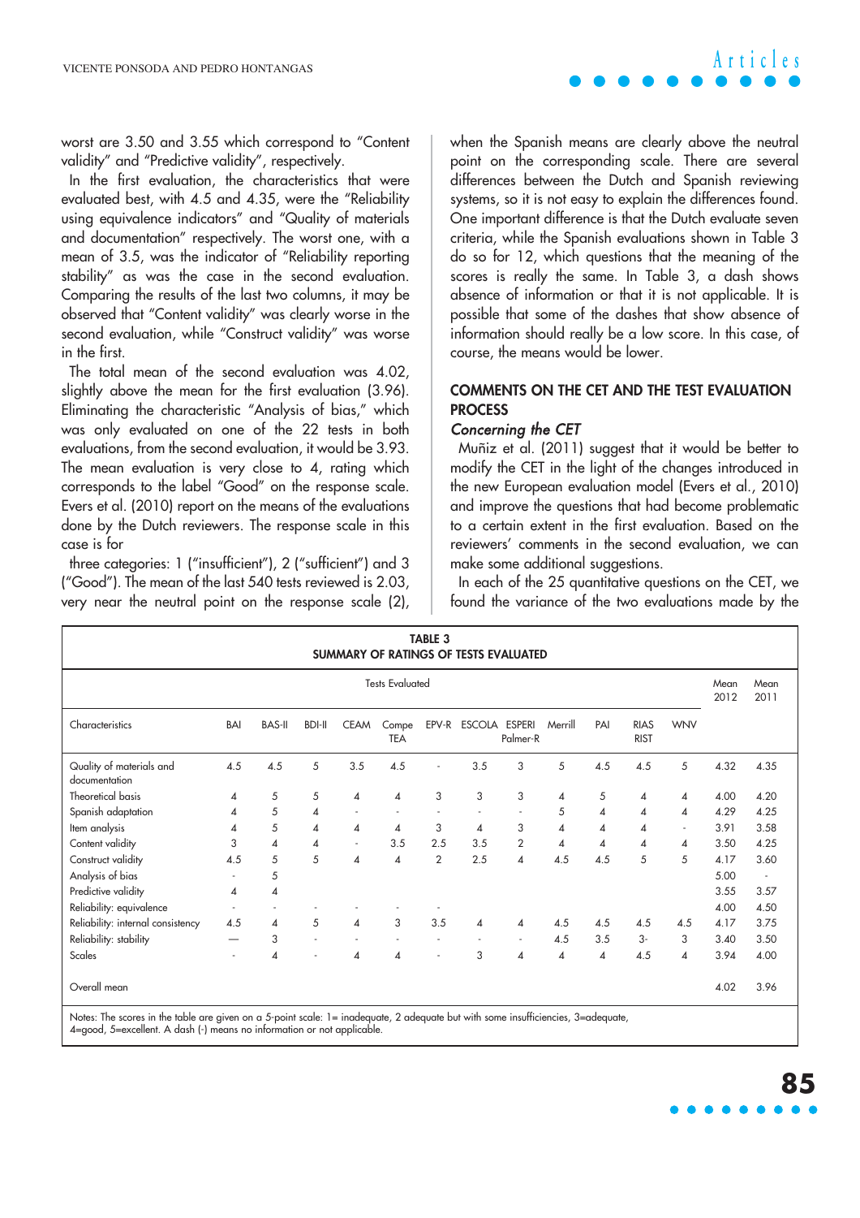worst are 3.50 and 3.55 which correspond to "Content validity" and "Predictive validity", respectively.

In the first evaluation, the characteristics that were evaluated best, with 4.5 and 4.35, were the "Reliability using equivalence indicators" and "Quality of materials and documentation" respectively. The worst one, with a mean of 3.5, was the indicator of "Reliability reporting stability" as was the case in the second evaluation. Comparing the results of the last two columns, it may be observed that "Content validity" was clearly worse in the second evaluation, while "Construct validity" was worse in the first.

The total mean of the second evaluation was 4.02, slightly above the mean for the first evaluation (3.96). Eliminating the characteristic "Analysis of bias," which was only evaluated on one of the 22 tests in both evaluations, from the second evaluation, it would be 3.93. The mean evaluation is very close to 4, rating which corresponds to the label "Good" on the response scale. Evers et al. (2010) report on the means of the evaluations done by the Dutch reviewers. The response scale in this case is for

three categories: 1 ("insufficient"), 2 ("sufficient") and 3 ("Good"). The mean of the last 540 tests reviewed is 2.03, very near the neutral point on the response scale (2), when the Spanish means are clearly above the neutral point on the corresponding scale. There are several differences between the Dutch and Spanish reviewing systems, so it is not easy to explain the differences found. One important difference is that the Dutch evaluate seven criteria, while the Spanish evaluations shown in Table 3 do so for 12, which questions that the meaning of the scores is really the same. In Table 3, a dash shows absence of information or that it is not applicable. It is possible that some of the dashes that show absence of information should really be a low score. In this case, of course, the means would be lower.

## COMMENTS ON THE CET AND THE TEST EVALUATION PROCESS

### *Concerning the CET*

Muñiz et al. (2011) suggest that it would be better to modify the CET in the light of the changes introduced in the new European evaluation model (Evers et al., 2010) and improve the questions that had become problematic to a certain extent in the first evaluation. Based on the reviewers' comments in the second evaluation, we can make some additional suggestions.

In each of the 25 quantitative questions on the CET, we found the variance of the two evaluations made by the

**TABLE 3**
**SUMMARY OF RATINGS OF TESTS EVALUATED**

| | Tests Evaluated | | | | | | | | | | | | Mean 2012 | Mean 2011 |
|---|---|---|---|---|---|---|---|---|---|---|---|---|---|---|
| Characteristics | BAI | BAS-II | BDI-II | CEAM | Compe TEA | EPV-R | ESCOLA | ESPERI Palmer-R | Merrill | PAI | RIAS RIST | WNV | | |
| Quality of materials and documentation | 4.5 | 4.5 | 5 | 3.5 | 4.5 | - | 3.5 | 3 | 5 | 4.5 | 4.5 | 5 | 4.32 | 4.35 |
| Theoretical basis | 4 | 5 | 5 | 4 | 4 | 3 | 3 | 3 | 4 | 5 | 4 | 4 | 4.00 | 4.20 |
| Spanish adaptation | 4 | 5 | 4 | - | - | - | - | - | 5 | 4 | 4 | 4 | 4.29 | 4.25 |
| Item analysis | 4 | 5 | 4 | 4 | 4 | 3 | 4 | 3 | 4 | 4 | 4 | - | 3.91 | 3.58 |
| Content validity | 3 | 4 | 4 | - | 3.5 | 2.5 | 3.5 | 2 | 4 | 4 | 4 | 4 | 3.50 | 4.25 |
| Construct validity | 4.5 | 5 | 5 | 4 | 4 | 2 | 2.5 | 4 | 4.5 | 4.5 | 5 | 5 | 4.17 | 3.60 |
| Analysis of bias | - | 5 | | | | | | | | | | | 5.00 | - |
| Predictive validity | 4 | 4 | | | | | | | | | | | 3.55 | 3.57 |
| Reliability: equivalence | - | - | - | - | - | - | | | | | | | 4.00 | 4.50 |
| Reliability: internal consistency | 4.5 | 4 | 5 | 4 | 3 | 3.5 | 4 | 4 | 4.5 | 4.5 | 4.5 | 4.5 | 4.17 | 3.75 |
| Reliability: stability | — | 3 | - | - | - | - | - | - | 4.5 | 3.5 | 3- | 3 | 3.40 | 3.50 |
| Scales | - | 4 | - | 4 | 4 | - | 3 | 4 | 4 | 4 | 4.5 | 4 | 3.94 | 4.00 |
| Overall mean | | | | | | | | | | | | | 4.02 | 3.96 |

Notes: The scores in the table are given on a 5-point scale: 1= inadequate, 2 adequate but with some insufficiencies, 3=adequate, 4=good, 5=excellent. A dash (-) means no information or not applicable.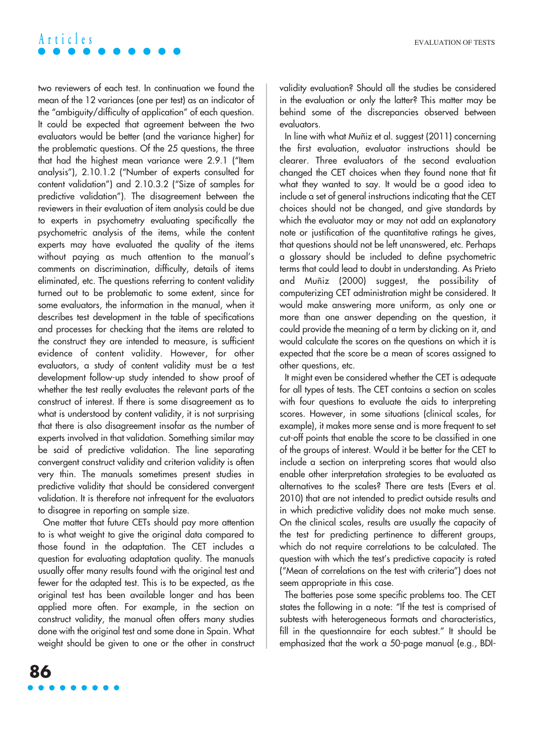two reviewers of each test. In continuation we found the mean of the 12 variances (one per test) as an indicator of the "ambiguity/difficulty of application" of each question. It could be expected that agreement between the two evaluators would be better (and the variance higher) for the problematic questions. Of the 25 questions, the three that had the highest mean variance were 2.9.1 ("Item analysis"), 2.10.1.2 ("Number of experts consulted for content validation") and 2.10.3.2 ("Size of samples for predictive validation"). The disagreement between the reviewers in their evaluation of item analysis could be due to experts in psychometry evaluating specifically the psychometric analysis of the items, while the content experts may have evaluated the quality of the items without paying as much attention to the manual's comments on discrimination, difficulty, details of items eliminated, etc. The questions referring to content validity turned out to be problematic to some extent, since for some evaluators, the information in the manual, when it describes test development in the table of specifications and processes for checking that the items are related to the construct they are intended to measure, is sufficient evidence of content validity. However, for other evaluators, a study of content validity must be a test development follow-up study intended to show proof of whether the test really evaluates the relevant parts of the construct of interest. If there is some disagreement as to what is understood by content validity, it is not surprising that there is also disagreement insofar as the number of experts involved in that validation. Something similar may be said of predictive validation. The line separating convergent construct validity and criterion validity is often very thin. The manuals sometimes present studies in predictive validity that should be considered convergent validation. It is therefore not infrequent for the evaluators to disagree in reporting on sample size.

One matter that future CETs should pay more attention to is what weight to give the original data compared to those found in the adaptation. The CET includes a question for evaluating adaptation quality. The manuals usually offer many results found with the original test and fewer for the adapted test. This is to be expected, as the original test has been available longer and has been applied more often. For example, in the section on construct validity, the manual often offers many studies done with the original test and some done in Spain. What weight should be given to one or the other in construct validity evaluation? Should all the studies be considered in the evaluation or only the latter? This matter may be behind some of the discrepancies observed between evaluators.

In line with what Muñiz et al. suggest (2011) concerning the first evaluation, evaluator instructions should be clearer. Three evaluators of the second evaluation changed the CET choices when they found none that fit what they wanted to say. It would be a good idea to include a set of general instructions indicating that the CET choices should not be changed, and give standards by which the evaluator may or may not add an explanatory note or justification of the quantitative ratings he gives, that questions should not be left unanswered, etc. Perhaps a glossary should be included to define psychometric terms that could lead to doubt in understanding. As Prieto and Muñiz (2000) suggest, the possibility of computerizing CET administration might be considered. It would make answering more uniform, as only one or more than one answer depending on the question, it could provide the meaning of a term by clicking on it, and would calculate the scores on the questions on which it is expected that the score be a mean of scores assigned to other questions, etc.

It might even be considered whether the CET is adequate for all types of tests. The CET contains a section on scales with four questions to evaluate the aids to interpreting scores. However, in some situations (clinical scales, for example), it makes more sense and is more frequent to set cut-off points that enable the score to be classified in one of the groups of interest. Would it be better for the CET to include a section on interpreting scores that would also enable other interpretation strategies to be evaluated as alternatives to the scales? There are tests (Evers et al. 2010) that are not intended to predict outside results and in which predictive validity does not make much sense. On the clinical scales, results are usually the capacity of the test for predicting pertinence to different groups, which do not require correlations to be calculated. The question with which the test's predictive capacity is rated ("Mean of correlations on the test with criteria") does not seem appropriate in this case.

The batteries pose some specific problems too. The CET states the following in a note: "If the test is comprised of subtests with heterogeneous formats and characteristics, fill in the questionnaire for each subtest." It should be emphasized that the work a 50-page manual (e.g., BDI-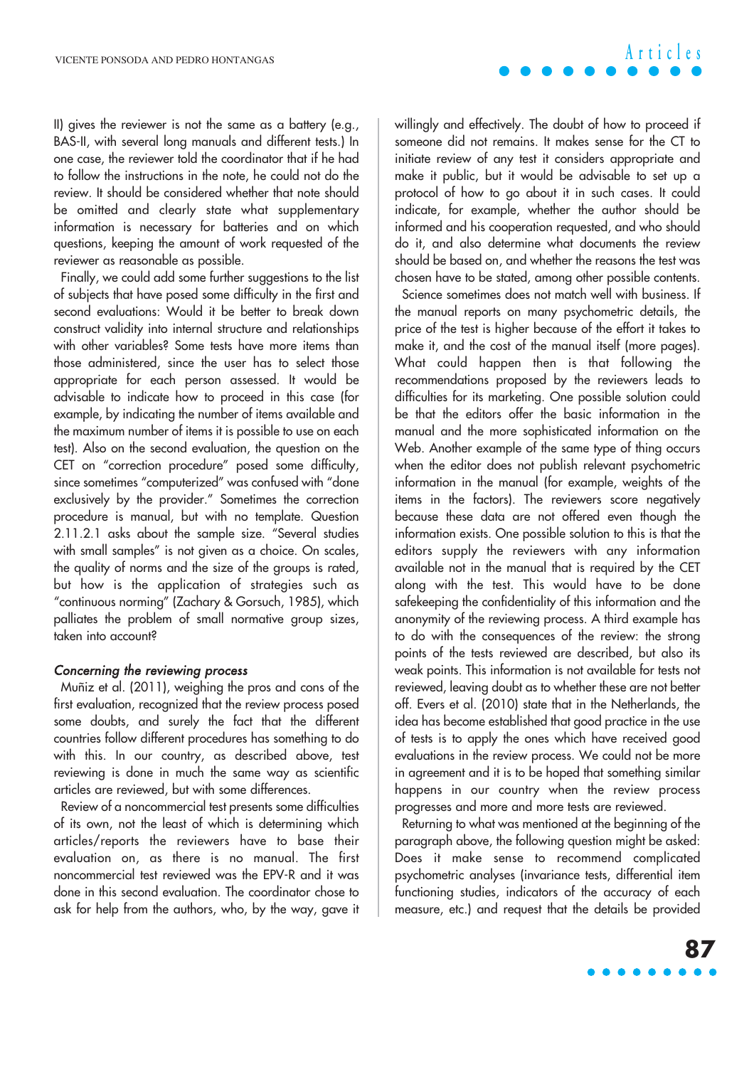II) gives the reviewer is not the same as a battery (e.g., BAS-II, with several long manuals and different tests.) In one case, the reviewer told the coordinator that if he had to follow the instructions in the note, he could not do the review. It should be considered whether that note should be omitted and clearly state what supplementary information is necessary for batteries and on which questions, keeping the amount of work requested of the reviewer as reasonable as possible.

Finally, we could add some further suggestions to the list of subjects that have posed some difficulty in the first and second evaluations: Would it be better to break down construct validity into internal structure and relationships with other variables? Some tests have more items than those administered, since the user has to select those appropriate for each person assessed. It would be advisable to indicate how to proceed in this case (for example, by indicating the number of items available and the maximum number of items it is possible to use on each test). Also on the second evaluation, the question on the CET on "correction procedure" posed some difficulty, since sometimes "computerized" was confused with "done exclusively by the provider." Sometimes the correction procedure is manual, but with no template. Question 2.11.2.1 asks about the sample size. "Several studies with small samples" is not given as a choice. On scales, the quality of norms and the size of the groups is rated, but how is the application of strategies such as "continuous norming" (Zachary & Gorsuch, 1985), which palliates the problem of small normative group sizes, taken into account?

### *Concerning the reviewing process*

Muñiz et al. (2011), weighing the pros and cons of the first evaluation, recognized that the review process posed some doubts, and surely the fact that the different countries follow different procedures has something to do with this. In our country, as described above, test reviewing is done in much the same way as scientific articles are reviewed, but with some differences.

Review of a noncommercial test presents some difficulties of its own, not the least of which is determining which articles/reports the reviewers have to base their evaluation on, as there is no manual. The first noncommercial test reviewed was the EPV-R and it was done in this second evaluation. The coordinator chose to ask for help from the authors, who, by the way, gave it willingly and effectively. The doubt of how to proceed if someone did not remains. It makes sense for the CT to initiate review of any test it considers appropriate and make it public, but it would be advisable to set up a protocol of how to go about it in such cases. It could indicate, for example, whether the author should be informed and his cooperation requested, and who should do it, and also determine what documents the review should be based on, and whether the reasons the test was chosen have to be stated, among other possible contents.

Science sometimes does not match well with business. If the manual reports on many psychometric details, the price of the test is higher because of the effort it takes to make it, and the cost of the manual itself (more pages). What could happen then is that following the recommendations proposed by the reviewers leads to difficulties for its marketing. One possible solution could be that the editors offer the basic information in the manual and the more sophisticated information on the Web. Another example of the same type of thing occurs when the editor does not publish relevant psychometric information in the manual (for example, weights of the items in the factors). The reviewers score negatively because these data are not offered even though the information exists. One possible solution to this is that the editors supply the reviewers with any information available not in the manual that is required by the CET along with the test. This would have to be done safekeeping the confidentiality of this information and the anonymity of the reviewing process. A third example has to do with the consequences of the review: the strong points of the tests reviewed are described, but also its weak points. This information is not available for tests not reviewed, leaving doubt as to whether these are not better off. Evers et al. (2010) state that in the Netherlands, the idea has become established that good practice in the use of tests is to apply the ones which have received good evaluations in the review process. We could not be more in agreement and it is to be hoped that something similar happens in our country when the review process progresses and more and more tests are reviewed.

Returning to what was mentioned at the beginning of the paragraph above, the following question might be asked: Does it make sense to recommend complicated psychometric analyses (invariance tests, differential item functioning studies, indicators of the accuracy of each measure, etc.) and request that the details be provided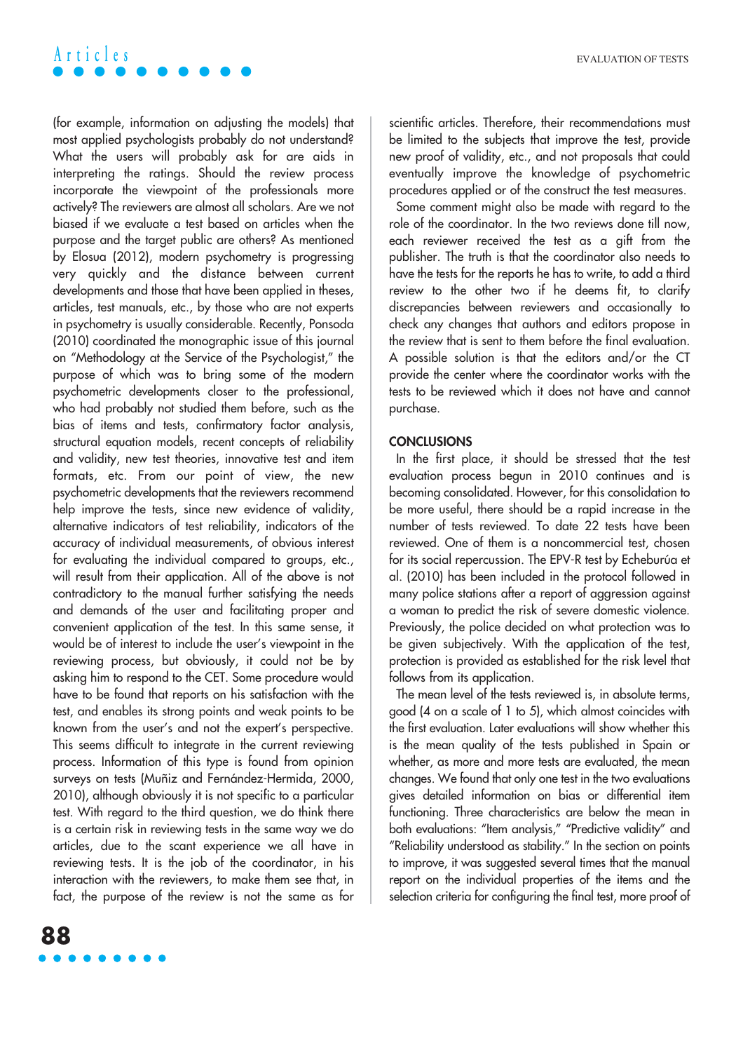(for example, information on adjusting the models) that most applied psychologists probably do not understand? What the users will probably ask for are aids in interpreting the ratings. Should the review process incorporate the viewpoint of the professionals more actively? The reviewers are almost all scholars. Are we not biased if we evaluate a test based on articles when the purpose and the target public are others? As mentioned by Elosua (2012), modern psychometry is progressing very quickly and the distance between current developments and those that have been applied in theses, articles, test manuals, etc., by those who are not experts in psychometry is usually considerable. Recently, Ponsoda (2010) coordinated the monographic issue of this journal on "Methodology at the Service of the Psychologist," the purpose of which was to bring some of the modern psychometric developments closer to the professional, who had probably not studied them before, such as the bias of items and tests, confirmatory factor analysis, structural equation models, recent concepts of reliability and validity, new test theories, innovative test and item formats, etc. From our point of view, the new psychometric developments that the reviewers recommend help improve the tests, since new evidence of validity, alternative indicators of test reliability, indicators of the accuracy of individual measurements, of obvious interest for evaluating the individual compared to groups, etc., will result from their application. All of the above is not contradictory to the manual further satisfying the needs and demands of the user and facilitating proper and convenient application of the test. In this same sense, it would be of interest to include the user's viewpoint in the reviewing process, but obviously, it could not be by asking him to respond to the CET. Some procedure would have to be found that reports on his satisfaction with the test, and enables its strong points and weak points to be known from the user's and not the expert's perspective. This seems difficult to integrate in the current reviewing process. Information of this type is found from opinion surveys on tests (Muñiz and Fernández-Hermida, 2000, 2010), although obviously it is not specific to a particular test. With regard to the third question, we do think there is a certain risk in reviewing tests in the same way we do articles, due to the scant experience we all have in reviewing tests. It is the job of the coordinator, in his interaction with the reviewers, to make them see that, in fact, the purpose of the review is not the same as for scientific articles. Therefore, their recommendations must be limited to the subjects that improve the test, provide new proof of validity, etc., and not proposals that could eventually improve the knowledge of psychometric procedures applied or of the construct the test measures.

Some comment might also be made with regard to the role of the coordinator. In the two reviews done till now, each reviewer received the test as a gift from the publisher. The truth is that the coordinator also needs to have the tests for the reports he has to write, to add a third review to the other two if he deems fit, to clarify discrepancies between reviewers and occasionally to check any changes that authors and editors propose in the review that is sent to them before the final evaluation. A possible solution is that the editors and/or the CT provide the center where the coordinator works with the tests to be reviewed which it does not have and cannot purchase.

## CONCLUSIONS

In the first place, it should be stressed that the test evaluation process begun in 2010 continues and is becoming consolidated. However, for this consolidation to be more useful, there should be a rapid increase in the number of tests reviewed. To date 22 tests have been reviewed. One of them is a noncommercial test, chosen for its social repercussion. The EPV-R test by Echeburúa et al. (2010) has been included in the protocol followed in many police stations after a report of aggression against a woman to predict the risk of severe domestic violence. Previously, the police decided on what protection was to be given subjectively. With the application of the test, protection is provided as established for the risk level that follows from its application.

The mean level of the tests reviewed is, in absolute terms, good (4 on a scale of 1 to 5), which almost coincides with the first evaluation. Later evaluations will show whether this is the mean quality of the tests published in Spain or whether, as more and more tests are evaluated, the mean changes. We found that only one test in the two evaluations gives detailed information on bias or differential item functioning. Three characteristics are below the mean in both evaluations: "Item analysis," "Predictive validity" and "Reliability understood as stability." In the section on points to improve, it was suggested several times that the manual report on the individual properties of the items and the selection criteria for configuring the final test, more proof of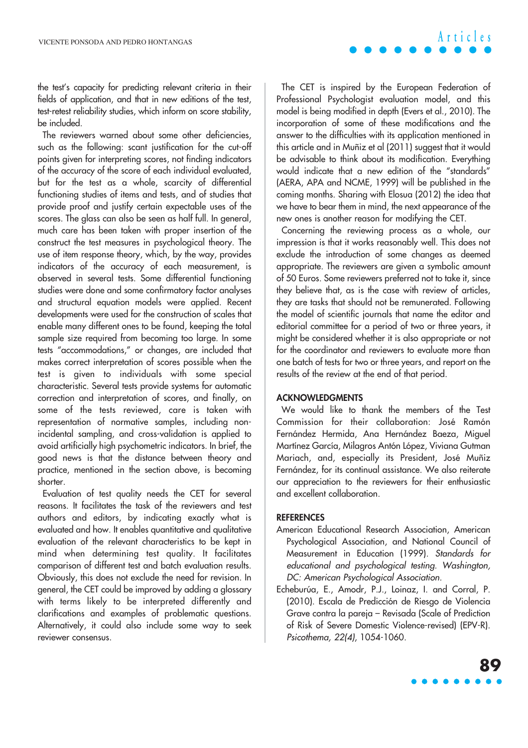the test's capacity for predicting relevant criteria in their fields of application, and that in new editions of the test, test-retest reliability studies, which inform on score stability, be included.

The reviewers warned about some other deficiencies, such as the following: scant justification for the cut-off points given for interpreting scores, not finding indicators of the accuracy of the score of each individual evaluated, but for the test as a whole, scarcity of differential functioning studies of items and tests, and of studies that provide proof and justify certain expectable uses of the scores. The glass can also be seen as half full. In general, much care has been taken with proper insertion of the construct the test measures in psychological theory. The use of item response theory, which, by the way, provides indicators of the accuracy of each measurement, is observed in several tests. Some differential functioning studies were done and some confirmatory factor analyses and structural equation models were applied. Recent developments were used for the construction of scales that enable many different ones to be found, keeping the total sample size required from becoming too large. In some tests "accommodations," or changes, are included that makes correct interpretation of scores possible when the test is given to individuals with some special characteristic. Several tests provide systems for automatic correction and interpretation of scores, and finally, on some of the tests reviewed, care is taken with representation of normative samples, including non-incidental sampling, and cross-validation is applied to avoid artificially high psychometric indicators. In brief, the good news is that the distance between theory and practice, mentioned in the section above, is becoming shorter.

Evaluation of test quality needs the CET for several reasons. It facilitates the task of the reviewers and test authors and editors, by indicating exactly what is evaluated and how. It enables quantitative and qualitative evaluation of the relevant characteristics to be kept in mind when determining test quality. It facilitates comparison of different test and batch evaluation results. Obviously, this does not exclude the need for revision. In general, the CET could be improved by adding a glossary with terms likely to be interpreted differently and clarifications and examples of problematic questions. Alternatively, it could also include some way to seek reviewer consensus.

The CET is inspired by the European Federation of Professional Psychologist evaluation model, and this model is being modified in depth (Evers et al., 2010). The incorporation of some of these modifications and the answer to the difficulties with its application mentioned in this article and in Muñiz et al (2011) suggest that it would be advisable to think about its modification. Everything would indicate that a new edition of the "standards" (AERA, APA and NCME, 1999) will be published in the coming months. Sharing with Elosua (2012) the idea that we have to bear them in mind, the next appearance of the new ones is another reason for modifying the CET.

Concerning the reviewing process as a whole, our impression is that it works reasonably well. This does not exclude the introduction of some changes as deemed appropriate. The reviewers are given a symbolic amount of 50 Euros. Some reviewers preferred not to take it, since they believe that, as is the case with review of articles, they are tasks that should not be remunerated. Following the model of scientific journals that name the editor and editorial committee for a period of two or three years, it might be considered whether it is also appropriate or not for the coordinator and reviewers to evaluate more than one batch of tests for two or three years, and report on the results of the review at the end of that period.

## ACKNOWLEDGMENTS

We would like to thank the members of the Test Commission for their collaboration: José Ramón Fernández Hermida, Ana Hernández Baeza, Miguel Martínez García, Milagros Antón López, Viviana Gutman Mariach, and, especially its President, José Muñiz Fernández, for its continual assistance. We also reiterate our appreciation to the reviewers for their enthusiastic and excellent collaboration.

## REFERENCES

American Educational Research Association, American Psychological Association, and National Council of Measurement in Education (1999). *Standards for educational and psychological testing. Washington, DC: American Psychological Association*.

Echeburúa, E., Amodr, P.J., Loinaz, I. and Corral, P. (2010). Escala de Predicción de Riesgo de Violencia Grave contra la pareja – Revisada (Scale of Prediction of Risk of Severe Domestic Violence-revised) (EPV-R). *Psicothema, 22(4)*, 1054-1060.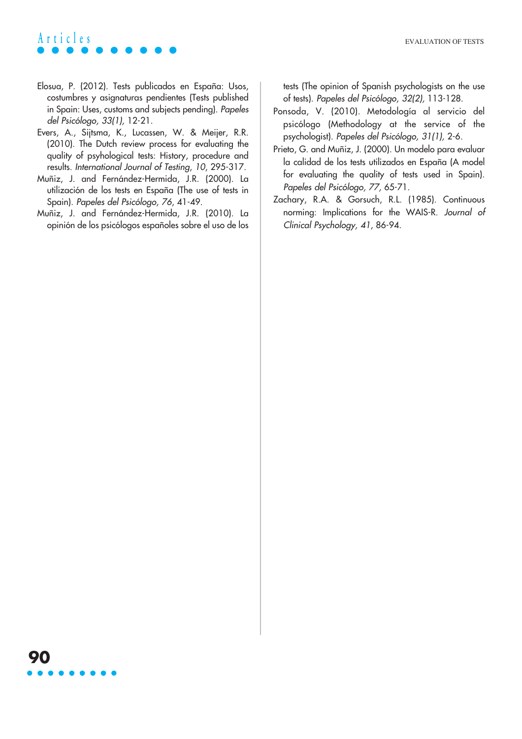Elosua, P. (2012). Tests publicados en España: Usos, costumbres y asignaturas pendientes (Tests published in Spain: Uses, customs and subjects pending). *Papeles del Psicólogo, 33(1),* 12-21.

Evers, A., Sijtsma, K., Lucassen, W. & Meijer, R.R. (2010). The Dutch review process for evaluating the quality of psychological tests: History, procedure and results. *International Journal of Testing, 10*, 295-317.

Muñiz, J. and Fernández-Hermida, J.R. (2000). La utilización de los tests en España (The use of tests in Spain). *Papeles del Psicólogo, 76*, 41-49.

Muñiz, J. and Fernández-Hermida, J.R. (2010). La opinión de los psicólogos españoles sobre el uso de los tests (The opinion of Spanish psychologists on the use of tests). *Papeles del Psicólogo, 32(2),* 113-128.

Ponsoda, V. (2010). Metodología al servicio del psicólogo (Methodology at the service of the psychologist). *Papeles del Psicólogo, 31(1),* 2-6.

Prieto, G. and Muñiz, J. (2000). Un modelo para evaluar la calidad de los tests utilizados en España (A model for evaluating the quality of tests used in Spain). *Papeles del Psicólogo, 77,* 65-71.

Zachary, R.A. & Gorsuch, R.L. (1985). Continuous norming: Implications for the WAIS-R. *Journal of Clinical Psychology, 41*, 86-94.